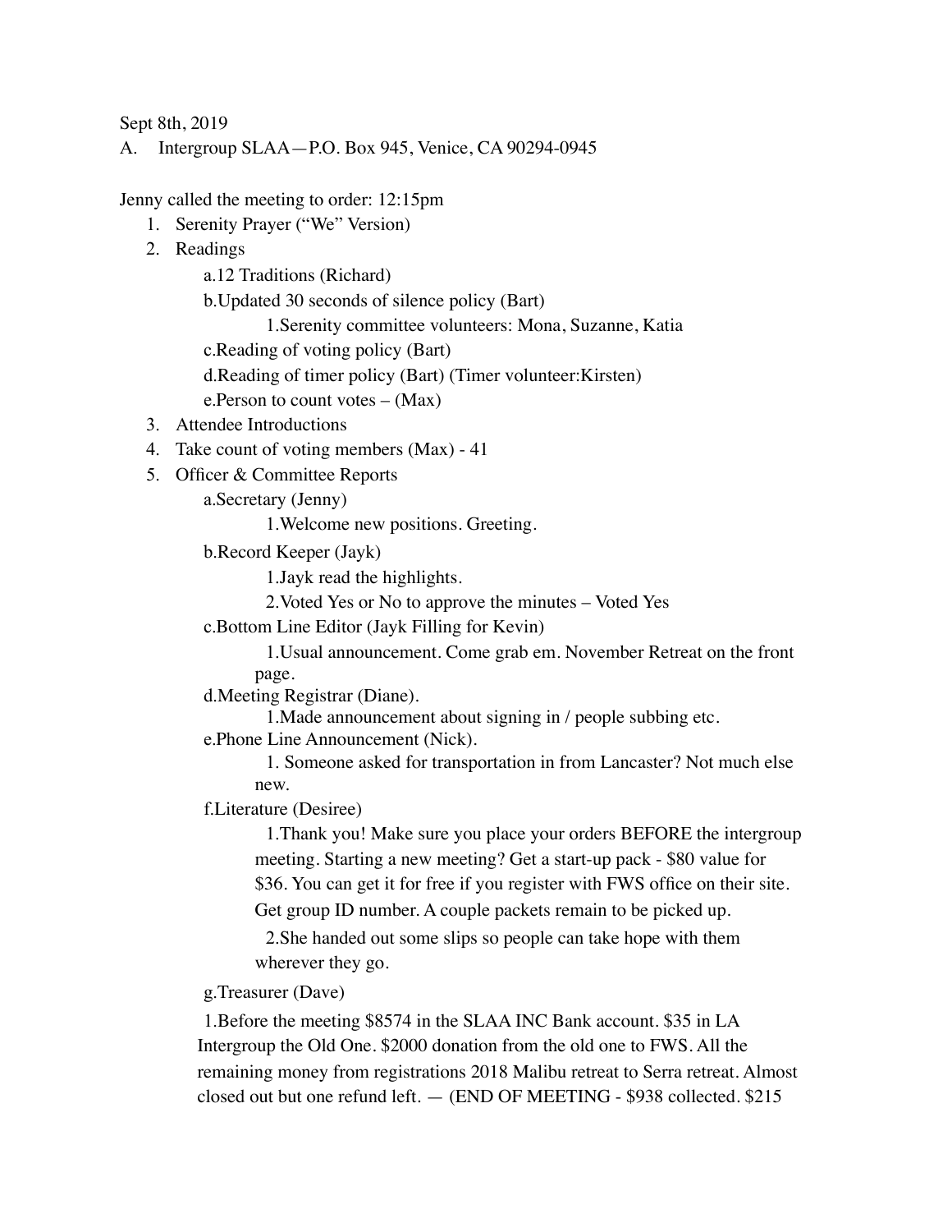Sept 8th, 2019

A. Intergroup SLAA—P.O. Box 945, Venice, CA 90294-0945

Jenny called the meeting to order: 12:15pm

1. Serenity Prayer ("We" Version)
2. Readings
   a.12 Traditions (Richard)
   b.Updated 30 seconds of silence policy (Bart)
      1.Serenity committee volunteers: Mona, Suzanne, Katia
   c.Reading of voting policy (Bart)
   d.Reading of timer policy (Bart) (Timer volunteer:Kirsten)
   e.Person to count votes – (Max)
3. Attendee Introductions
4. Take count of voting members (Max) - 41
5. Officer & Committee Reports
   a.Secretary (Jenny)
      1.Welcome new positions. Greeting.
   b.Record Keeper (Jayk)
      1.Jayk read the highlights.
      2.Voted Yes or No to approve the minutes – Voted Yes
   c.Bottom Line Editor (Jayk Filling for Kevin)
      1.Usual announcement. Come grab em. November Retreat on the front page.
   d.Meeting Registrar (Diane).
      1.Made announcement about signing in / people subbing etc.
   e.Phone Line Announcement (Nick).
      1. Someone asked for transportation in from Lancaster? Not much else new.
   f.Literature (Desiree)
      1.Thank you! Make sure you place your orders BEFORE the intergroup meeting. Starting a new meeting? Get a start-up pack - $80 value for $36. You can get it for free if you register with FWS office on their site. Get group ID number. A couple packets remain to be picked up.
      2.She handed out some slips so people can take hope with them wherever they go.
   g.Treasurer (Dave)
      1.Before the meeting $8574 in the SLAA INC Bank account. $35 in LA Intergroup the Old One. $2000 donation from the old one to FWS. All the remaining money from registrations 2018 Malibu retreat to Serra retreat. Almost closed out but one refund left. — (END OF MEETING - $938 collected. $215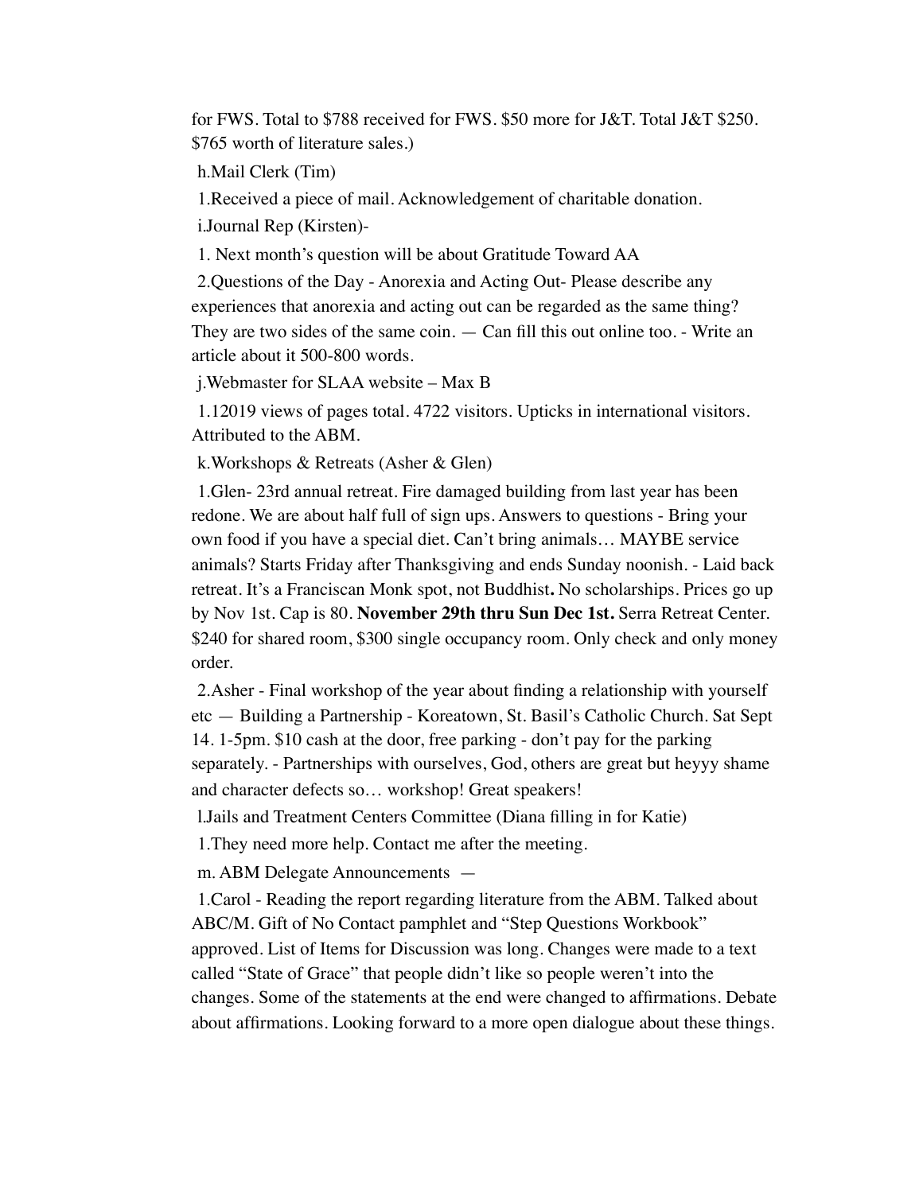for FWS. Total to $788 received for FWS. $50 more for J&T. Total J&T $250. $765 worth of literature sales.)

h.Mail Clerk (Tim)

1.Received a piece of mail. Acknowledgement of charitable donation.

i.Journal Rep (Kirsten)-

1. Next month's question will be about Gratitude Toward AA

2.Questions of the Day - Anorexia and Acting Out- Please describe any experiences that anorexia and acting out can be regarded as the same thing? They are two sides of the same coin. — Can fill this out online too. - Write an article about it 500-800 words.

j.Webmaster for SLAA website – Max B

1.12019 views of pages total. 4722 visitors. Upticks in international visitors. Attributed to the ABM.

k.Workshops & Retreats (Asher & Glen)

1.Glen- 23rd annual retreat. Fire damaged building from last year has been redone. We are about half full of sign ups. Answers to questions - Bring your own food if you have a special diet. Can't bring animals… MAYBE service animals? Starts Friday after Thanksgiving and ends Sunday noonish. - Laid back retreat. It's a Franciscan Monk spot, not Buddhist**.** No scholarships. Prices go up by Nov 1st. Cap is 80. **November 29th thru Sun Dec 1st.** Serra Retreat Center. $240 for shared room, $300 single occupancy room. Only check and only money order.

2.Asher - Final workshop of the year about finding a relationship with yourself etc — Building a Partnership - Koreatown, St. Basil's Catholic Church. Sat Sept 14. 1-5pm. $10 cash at the door, free parking - don't pay for the parking separately. - Partnerships with ourselves, God, others are great but heyyy shame and character defects so… workshop! Great speakers!

l.Jails and Treatment Centers Committee (Diana filling in for Katie)

1.They need more help. Contact me after the meeting.

m. ABM Delegate Announcements —

1.Carol - Reading the report regarding literature from the ABM. Talked about ABC/M. Gift of No Contact pamphlet and "Step Questions Workbook" approved. List of Items for Discussion was long. Changes were made to a text called "State of Grace" that people didn't like so people weren't into the changes. Some of the statements at the end were changed to affirmations. Debate about affirmations. Looking forward to a more open dialogue about these things.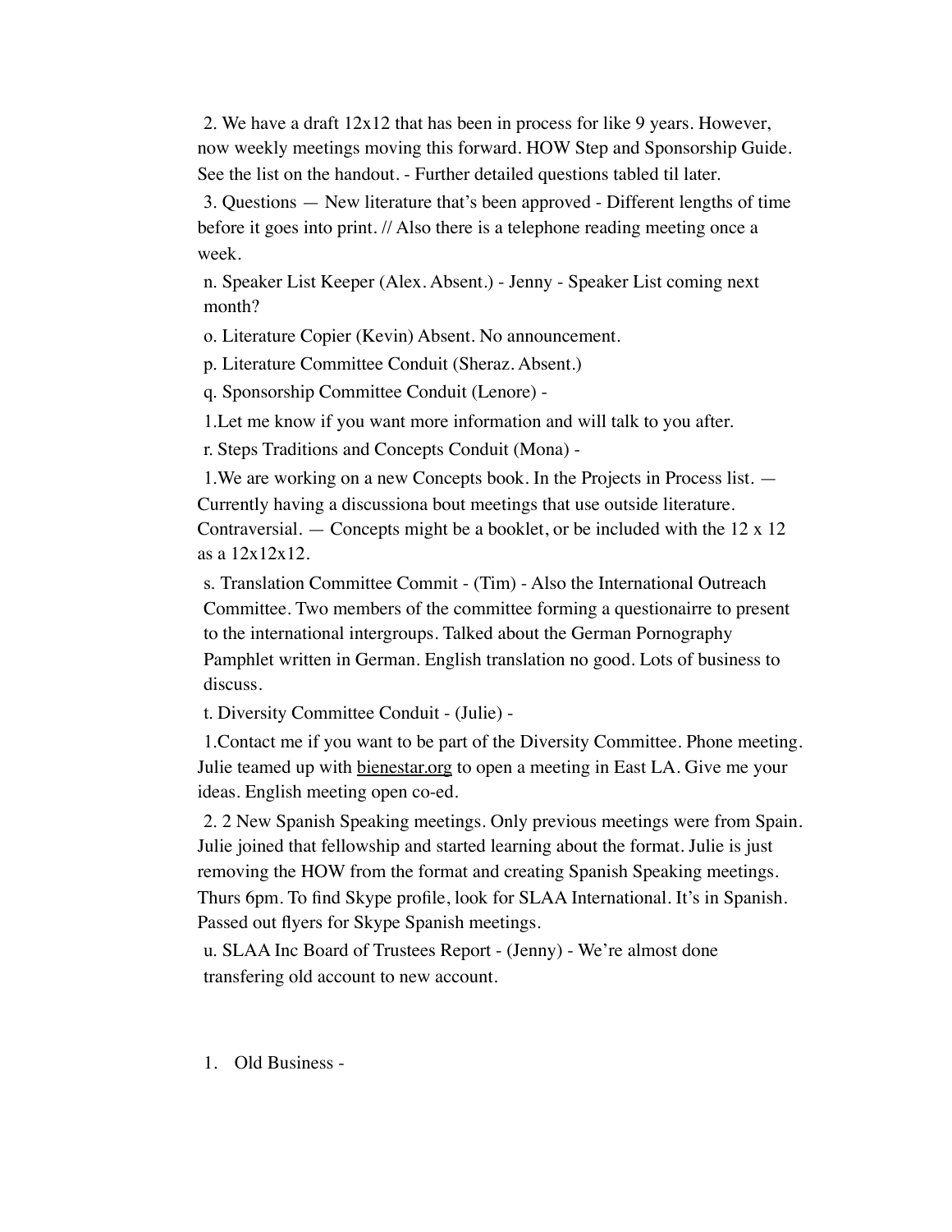2. We have a draft 12x12 that has been in process for like 9 years. However, now weekly meetings moving this forward. HOW Step and Sponsorship Guide. See the list on the handout. - Further detailed questions tabled til later.

3. Questions — New literature that's been approved - Different lengths of time before it goes into print. // Also there is a telephone reading meeting once a week.

n. Speaker List Keeper (Alex. Absent.) - Jenny - Speaker List coming next month?

o. Literature Copier (Kevin) Absent. No announcement.

p. Literature Committee Conduit (Sheraz. Absent.)

q. Sponsorship Committee Conduit (Lenore) -

1.Let me know if you want more information and will talk to you after.

r. Steps Traditions and Concepts Conduit (Mona) -

1.We are working on a new Concepts book. In the Projects in Process list. — Currently having a discussiona bout meetings that use outside literature. Contraversial. — Concepts might be a booklet, or be included with the 12 x 12 as a 12x12x12.

s. Translation Committee Commit - (Tim) - Also the International Outreach Committee. Two members of the committee forming a questionairre to present to the international intergroups. Talked about the German Pornography Pamphlet written in German. English translation no good. Lots of business to discuss.

t. Diversity Committee Conduit - (Julie) -

1.Contact me if you want to be part of the Diversity Committee. Phone meeting. Julie teamed up with bienestar.org to open a meeting in East LA. Give me your ideas. English meeting open co-ed.

2. 2 New Spanish Speaking meetings. Only previous meetings were from Spain. Julie joined that fellowship and started learning about the format. Julie is just removing the HOW from the format and creating Spanish Speaking meetings. Thurs 6pm. To find Skype profile, look for SLAA International. It's in Spanish. Passed out flyers for Skype Spanish meetings.

u. SLAA Inc Board of Trustees Report - (Jenny) - We're almost done transfering old account to new account.

1. Old Business -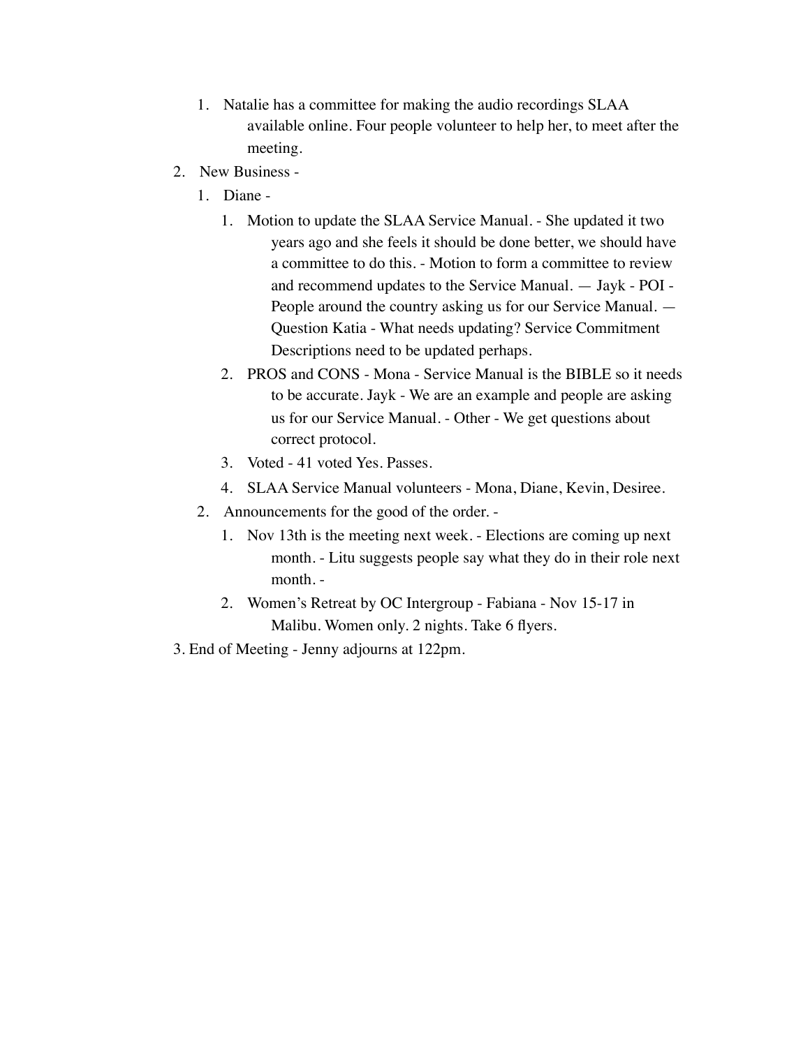1. Natalie has a committee for making the audio recordings SLAA available online. Four people volunteer to help her, to meet after the meeting.
2. New Business -
    1. Diane -
        1. Motion to update the SLAA Service Manual. - She updated it two years ago and she feels it should be done better, we should have a committee to do this. - Motion to form a committee to review and recommend updates to the Service Manual. — Jayk - POI - People around the country asking us for our Service Manual. — Question Katia - What needs updating? Service Commitment Descriptions need to be updated perhaps.
        2. PROS and CONS - Mona - Service Manual is the BIBLE so it needs to be accurate. Jayk - We are an example and people are asking us for our Service Manual. - Other - We get questions about correct protocol.
        3. Voted - 41 voted Yes. Passes.
        4. SLAA Service Manual volunteers - Mona, Diane, Kevin, Desiree.
    2. Announcements for the good of the order. -
        1. Nov 13th is the meeting next week. - Elections are coming up next month. - Litu suggests people say what they do in their role next month. -
        2. Women's Retreat by OC Intergroup - Fabiana - Nov 15-17 in Malibu. Women only. 2 nights. Take 6 flyers.
3. End of Meeting - Jenny adjourns at 122pm.